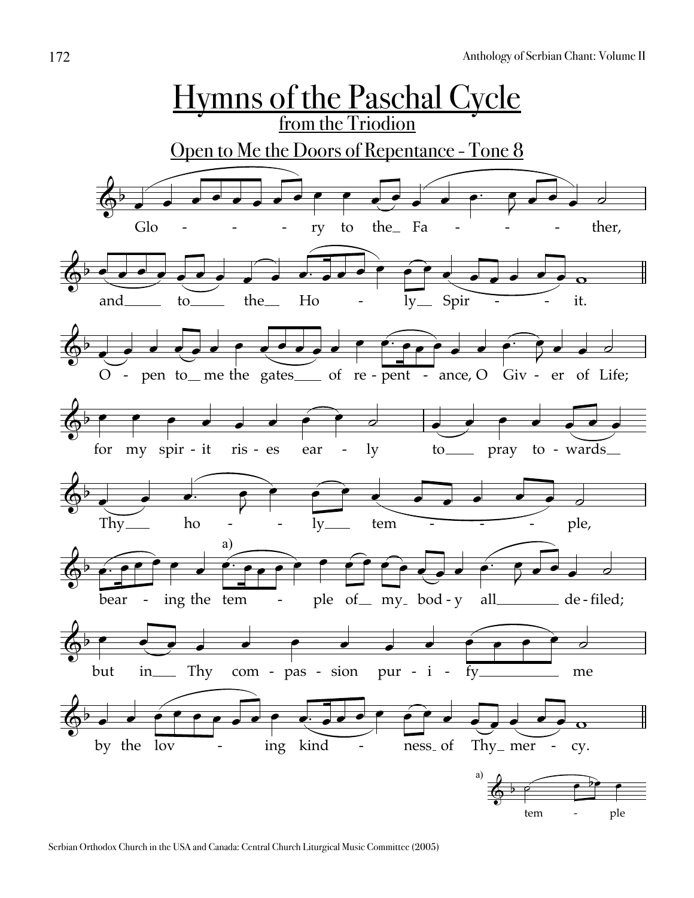# Hymns of the Paschal Cycle

## from the Triodion

### Open to Me the Doors of Repentance - Tone 8

Glo - - - ry to the_ Fa - - - - ther,

and___ to___ the__ Ho - ly__ Spir - - - it.

O - pen to_ me the gates___ of re - pent - ance, O Giv - er of Life;

for my spir - it ris - es ear - ly to___ pray to - wards__

Thy__ ho - - ly__ tem - - - - ple,

bear - ing the tem - ple of__ my_ bod - y all_______ de - filed;

but in__ Thy com - pas - sion pur - i - fy__________ me

by the lov - ing kind - ness_ of Thy_ mer - cy.

a) tem - ple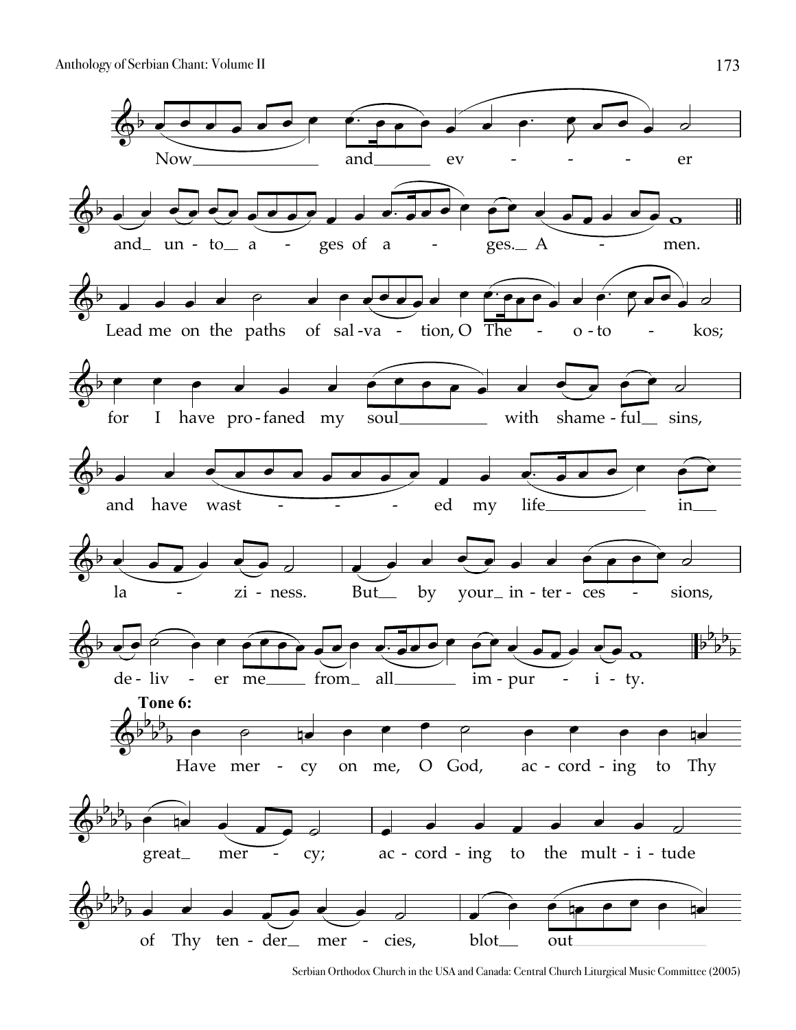Now and ev - - - - er

and unto a - ges of a - ges. A - men.

Lead me on the paths of sal-va - tion, O The - o-to - kos;

for I have pro-faned my soul with shame-ful sins,

and have wast - - - - ed my life in

la - zi-ness. But by your in-ter-ces - sions,

de-liv - er me from all im-pur - i-ty.

**Tone 6:**

Have mer - cy on me, O God, ac-cord-ing to Thy

great mer - cy; ac-cord-ing to the mult-i-tude

of Thy ten-der mer - cies, blot out

Serbian Orthodox Church in the USA and Canada: Central Church Liturgical Music Committee (2005)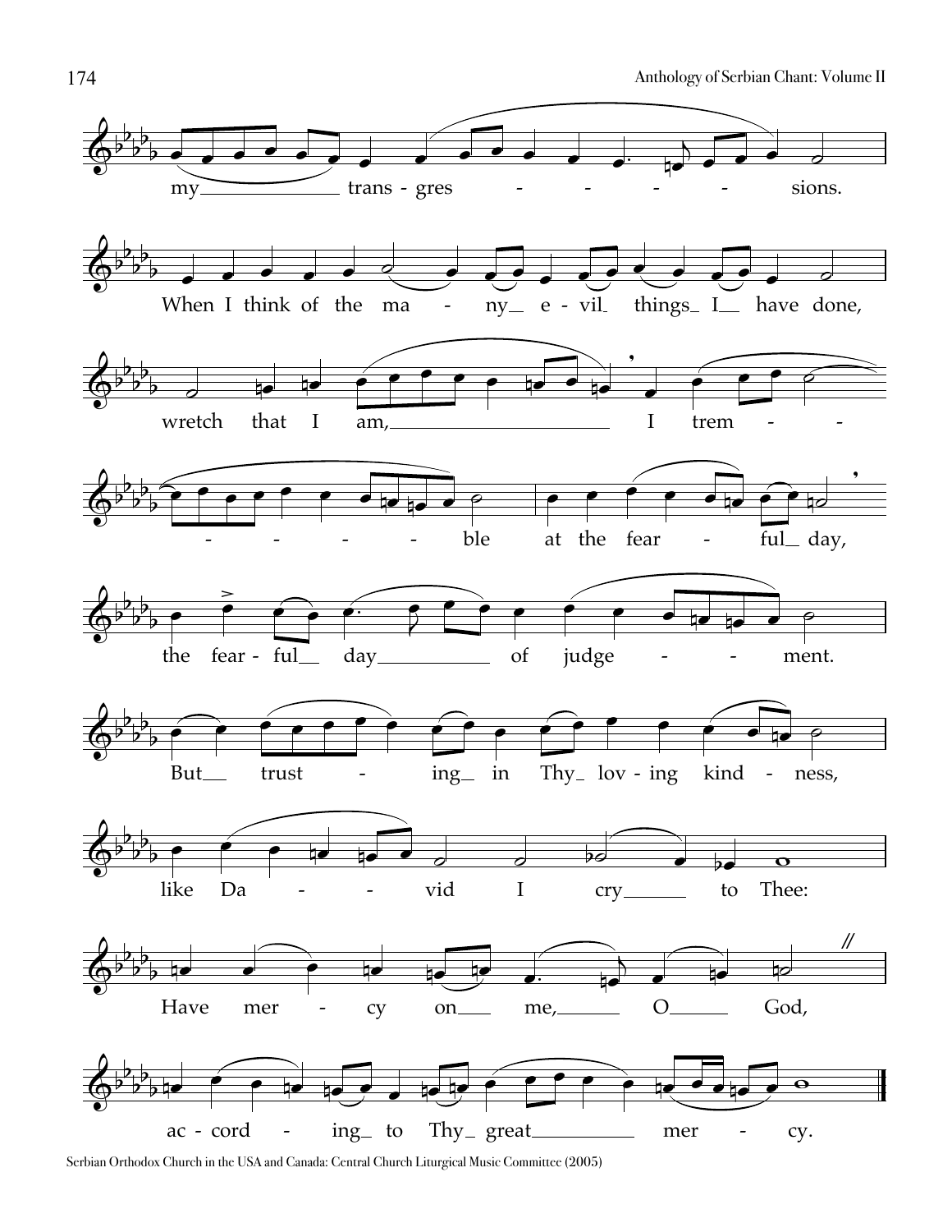my transgressions.

When I think of the many evil things I have done,

wretch that I am, I tremble

at the fearful day,

the fearful day of judgement.

But trusting in Thy loving kindness,

like David I cry to Thee:

Have mercy on me, O God,

according to Thy great mercy.

Serbian Orthodox Church in the USA and Canada: Central Church Liturgical Music Committee (2005)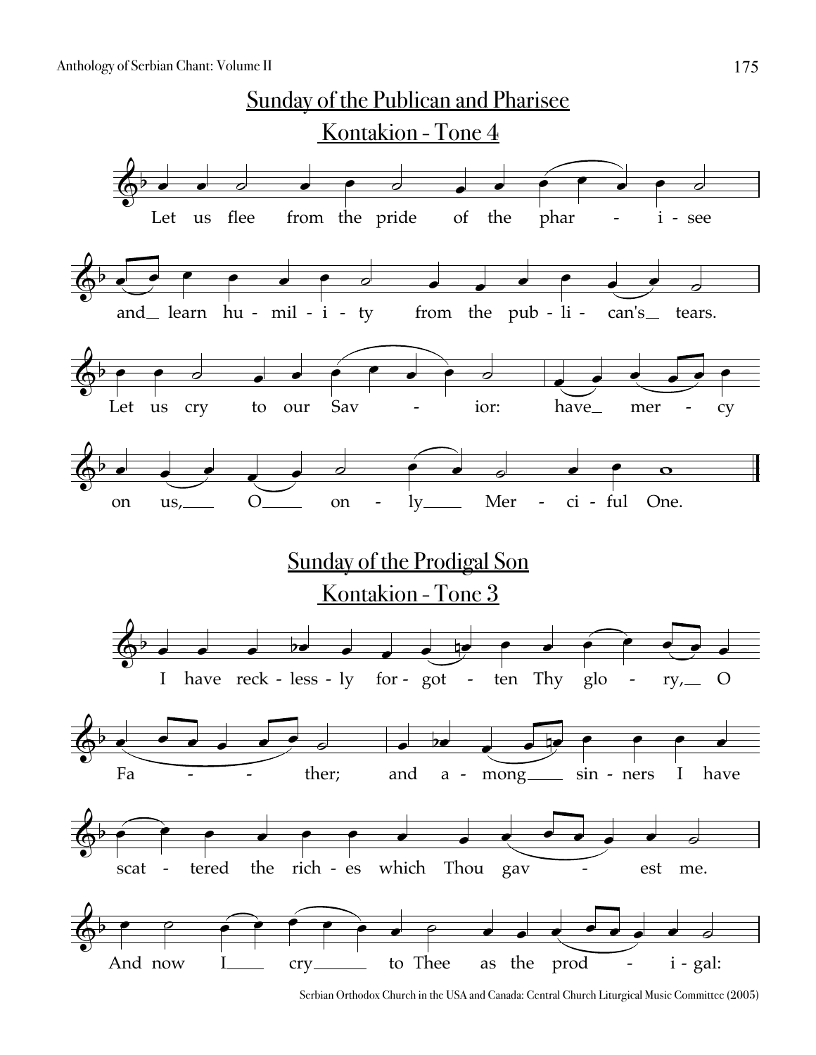## Sunday of the Publican and Pharisee

### Kontakion - Tone 4

Let us flee from the pride of the phar - i - see and_ learn hu - mil - i - ty from the pub - li - can's_ tears.

Let us cry to our Sav - ior: have_ mer - cy on us,___ O___ on - ly___ Mer - ci - ful One.

## Sunday of the Prodigal Son

### Kontakion - Tone 3

I have reck - less - ly for - got - ten Thy glo - ry,__ O Fa - - ther; and a - mong___ sin - ners I have scat - tered the rich - es which Thou gav - est me.

And now I___ cry____ to Thee as the prod - i - gal:

Serbian Orthodox Church in the USA and Canada: Central Church Liturgical Music Committee (2005)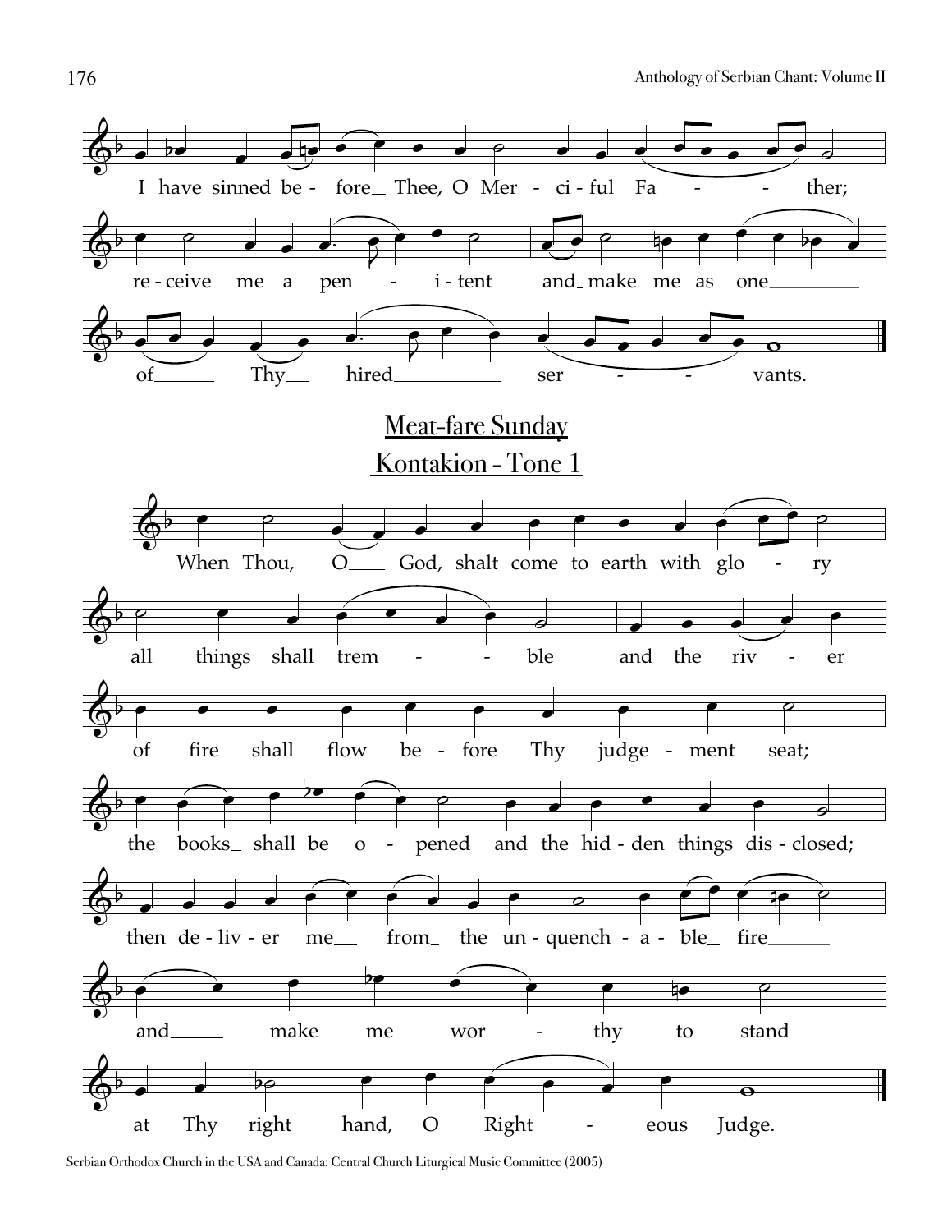I have sinned before Thee, O Merciful Father;

receive me a penitent and make me as one

of Thy hired servants.

## Meat-fare Sunday

## Kontakion - Tone 1

When Thou, O God, shalt come to earth with glory

all things shall tremble and the river

of fire shall flow before Thy judgement seat;

the books shall be opened and the hidden things disclosed;

then deliver me from the unquenchable fire

and make me worthy to stand

at Thy right hand, O Righteous Judge.

Serbian Orthodox Church in the USA and Canada: Central Church Liturgical Music Committee (2005)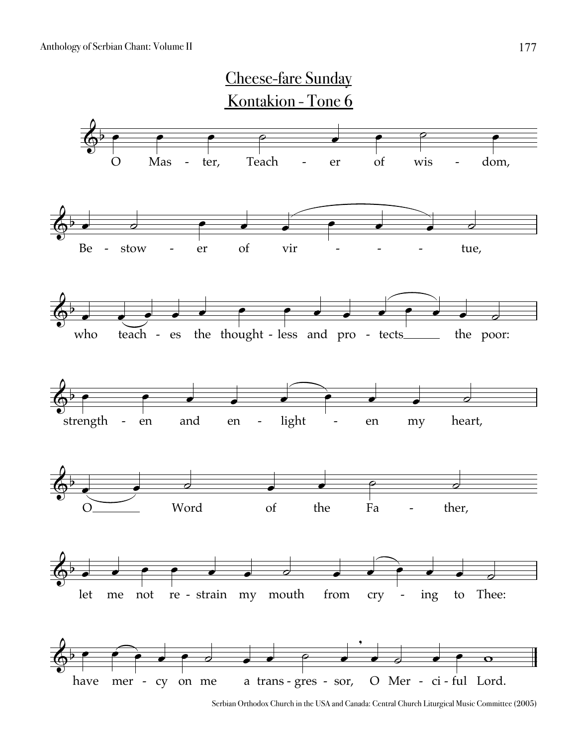## Cheese-fare Sunday

## Kontakion - Tone 6

O Mas - ter, Teach - er of wis - dom,

Be - stow - er of vir - - - - tue,

who teach - es the thought - less and pro - tects ___ the poor:

strength - en and en - light - en my heart,

O ___ Word of the Fa - ther,

let me not re - strain my mouth from cry - ing to Thee:

have mer - cy on me a trans - gres - sor, O Mer - ci - ful Lord.

Serbian Orthodox Church in the USA and Canada: Central Church Liturgical Music Committee (2005)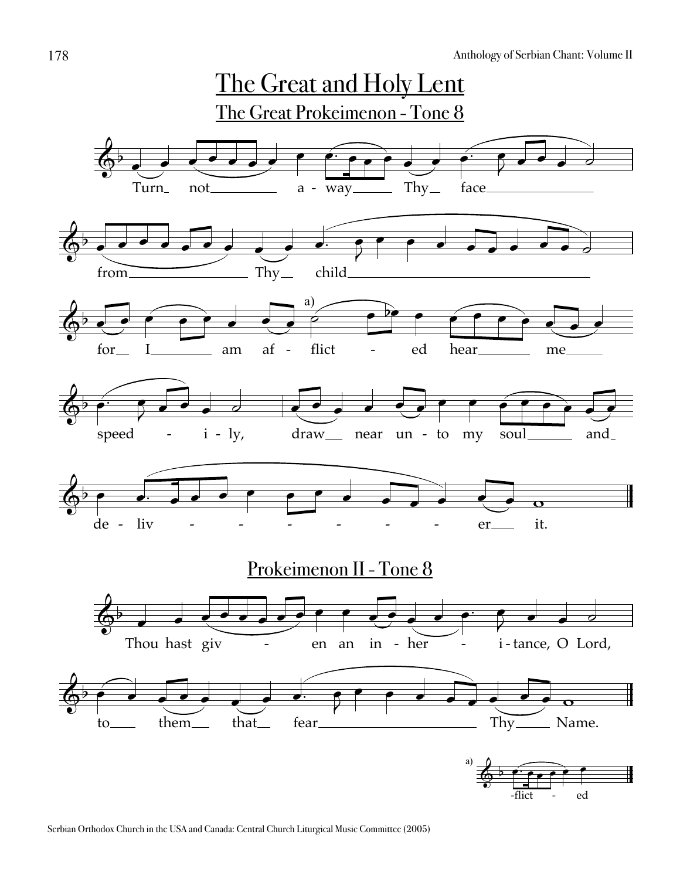# The Great and Holy Lent

## The Great Prokeimenon - Tone 8

Turn not away Thy face from Thy child for I am afflicted hear me speedily, draw near unto my soul and deliver it.

## Prokeimenon II - Tone 8

Thou hast given an inheritance, O Lord, to them that fear Thy Name.

a) -flict - ed

Serbian Orthodox Church in the USA and Canada: Central Church Liturgical Music Committee (2005)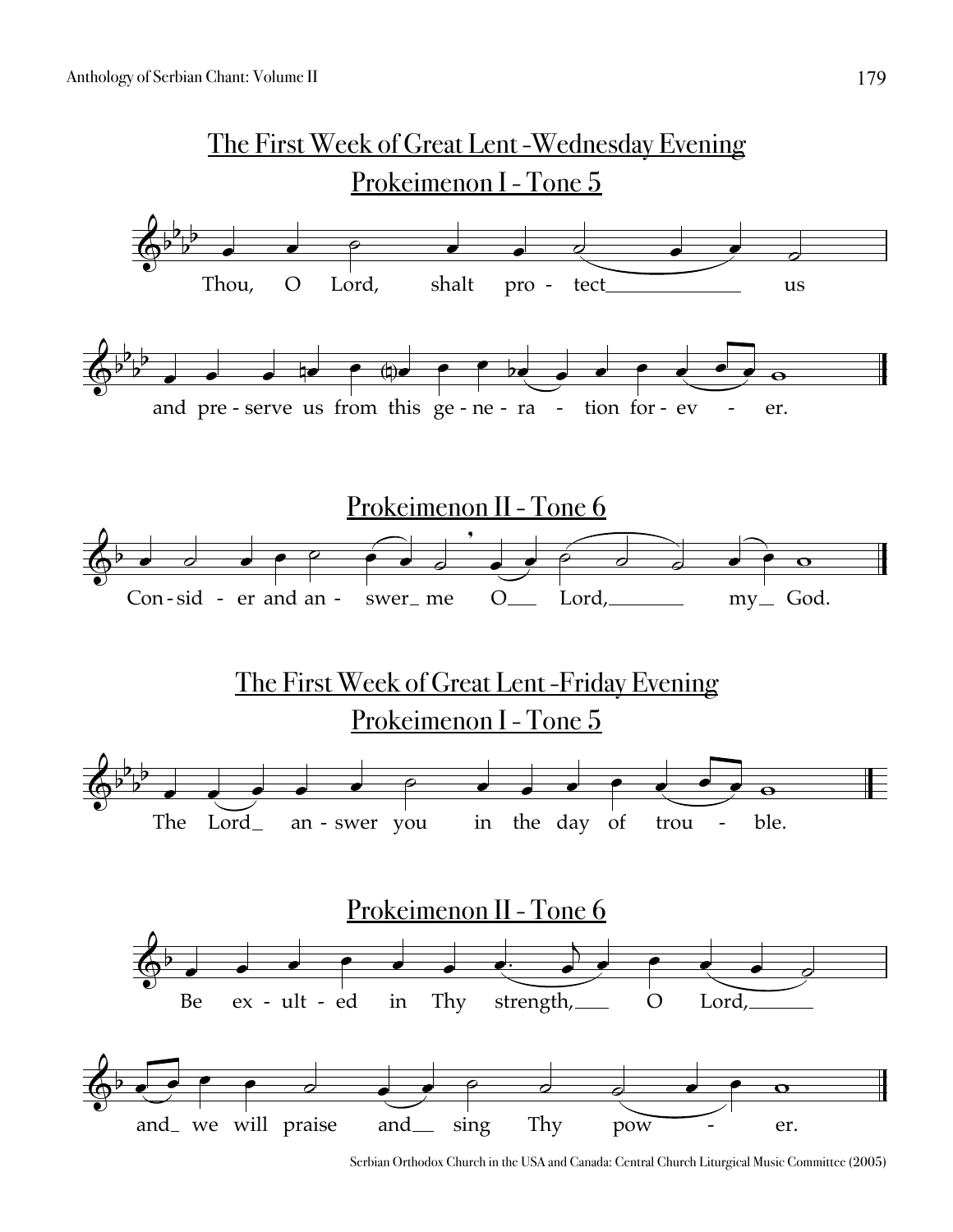## The First Week of Great Lent - Wednesday Evening

### Prokeimenon I - Tone 5

Thou, O Lord, shalt pro - tect us

and pre - serve us from this ge - ne - ra - tion for - ev - er.

### Prokeimenon II - Tone 6

Con - sid - er and an - swer me O Lord, my God.

## The First Week of Great Lent - Friday Evening

### Prokeimenon I - Tone 5

The Lord an - swer you in the day of trou - ble.

### Prokeimenon II - Tone 6

Be ex - ult - ed in Thy strength, O Lord,

and we will praise and sing Thy pow - er.

Serbian Orthodox Church in the USA and Canada: Central Church Liturgical Music Committee (2005)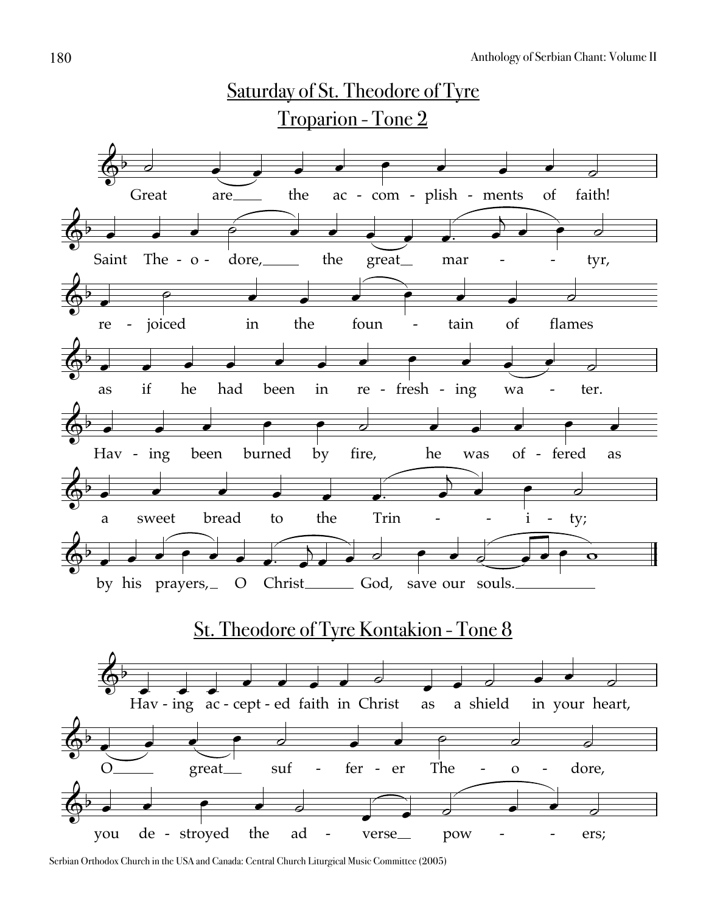## Saturday of St. Theodore of Tyre

### Troparion - Tone 2

Great are the ac - com - plish - ments of faith!

Saint The - o - dore, the great mar - - tyr,

re - joiced in the foun - tain of flames

as if he had been in re - fresh - ing wa - ter.

Hav - ing been burned by fire, he was of - fered as

a sweet bread to the Trin - - i - ty;

by his prayers, O Christ God, save our souls.

## St. Theodore of Tyre Kontakion - Tone 8

Hav - ing ac - cept - ed faith in Christ as a shield in your heart,

O great suf - fer - er The - o - dore,

you de - stroyed the ad - verse pow - - ers;

Serbian Orthodox Church in the USA and Canada: Central Church Liturgical Music Committee (2005)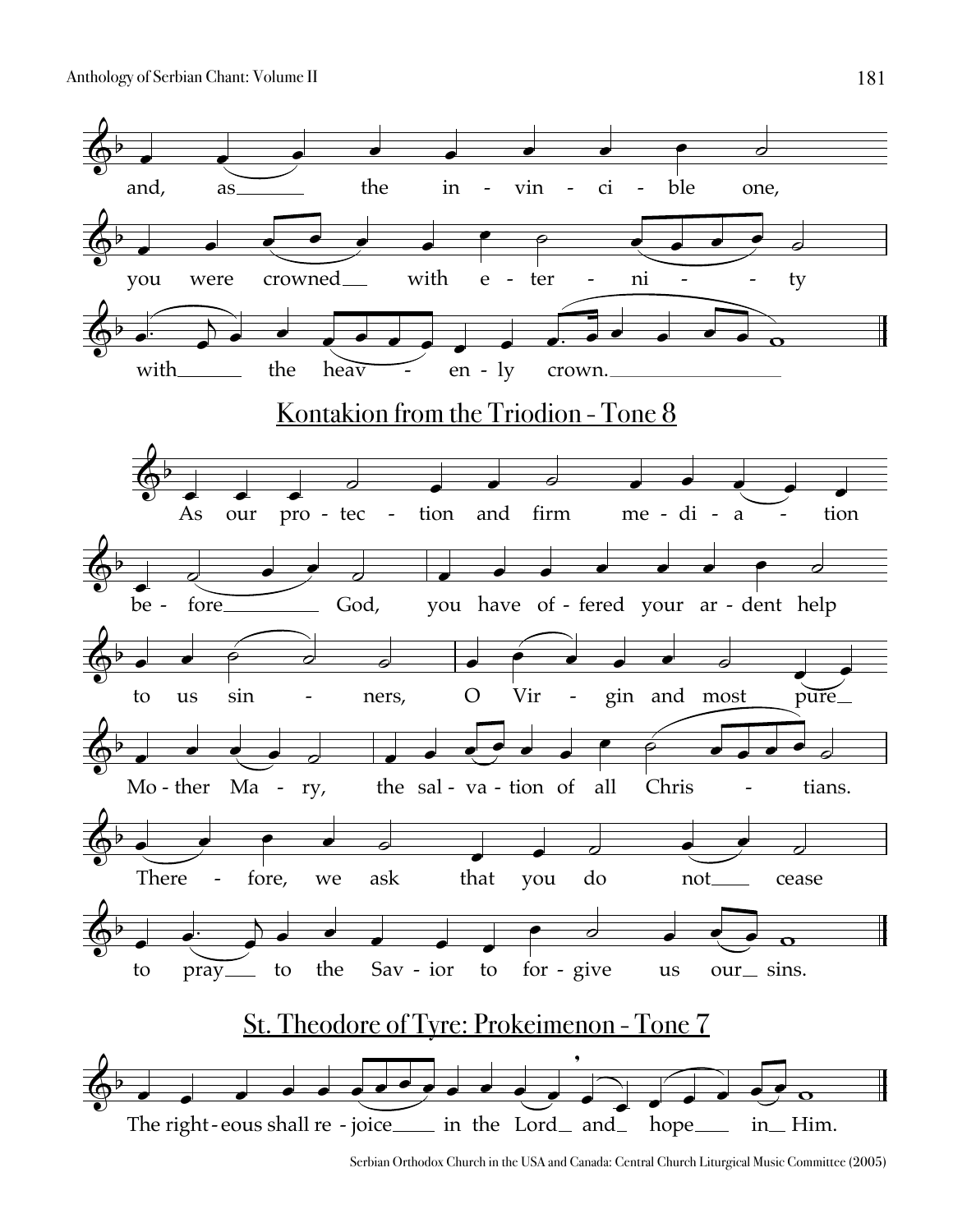and, as the in - vin - ci - ble one,

you were crowned with e - ter - ni - ty

with the heav - en - ly crown.

## Kontakion from the Triodion - Tone 8

As our pro - tec - tion and firm me - di - a - tion

be - fore God, you have of - fered your ar - dent help

to us sin - ners, O Vir - gin and most pure

Mo - ther Ma - ry, the sal - va - tion of all Chris - tians.

There - fore, we ask that you do not cease

to pray to the Sav - ior to for - give us our sins.

## St. Theodore of Tyre: Prokeimenon - Tone 7

The right - eous shall re - joice in the Lord and hope in Him.

Serbian Orthodox Church in the USA and Canada: Central Church Liturgical Music Committee (2005)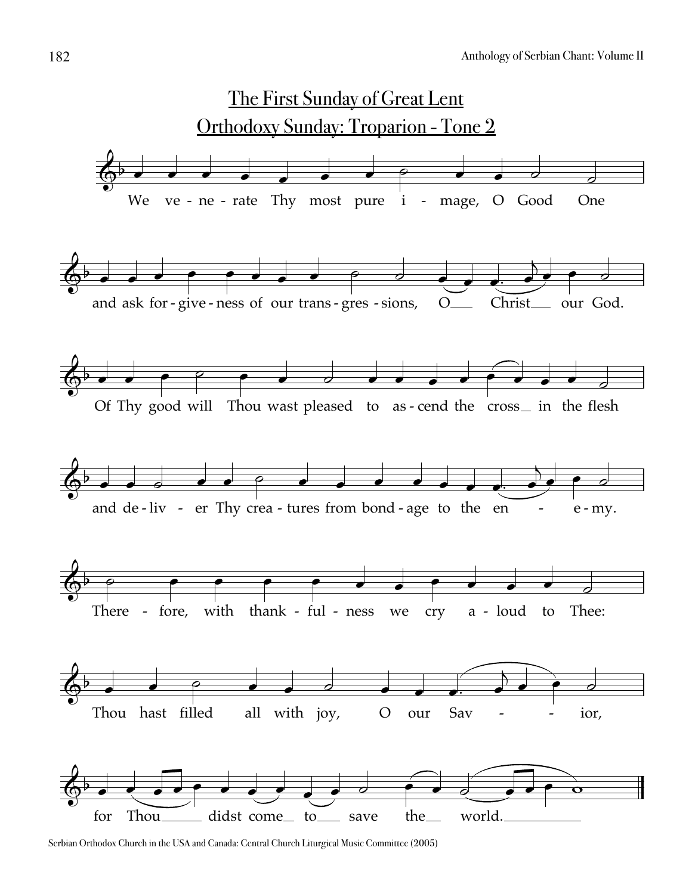# The First Sunday of Great Lent

## Orthodoxy Sunday: Troparion - Tone 2

We ve - ne - rate Thy most pure i - mage, O Good One

and ask for - give - ness of our trans - gres - sions, O Christ our God.

Of Thy good will Thou wast pleased to as - cend the cross in the flesh

and de - liv - er Thy crea - tures from bond - age to the en - e - my.

There - fore, with thank - ful - ness we cry a - loud to Thee:

Thou hast filled all with joy, O our Sav - - ior,

for Thou didst come to save the world.

Serbian Orthodox Church in the USA and Canada: Central Church Liturgical Music Committee (2005)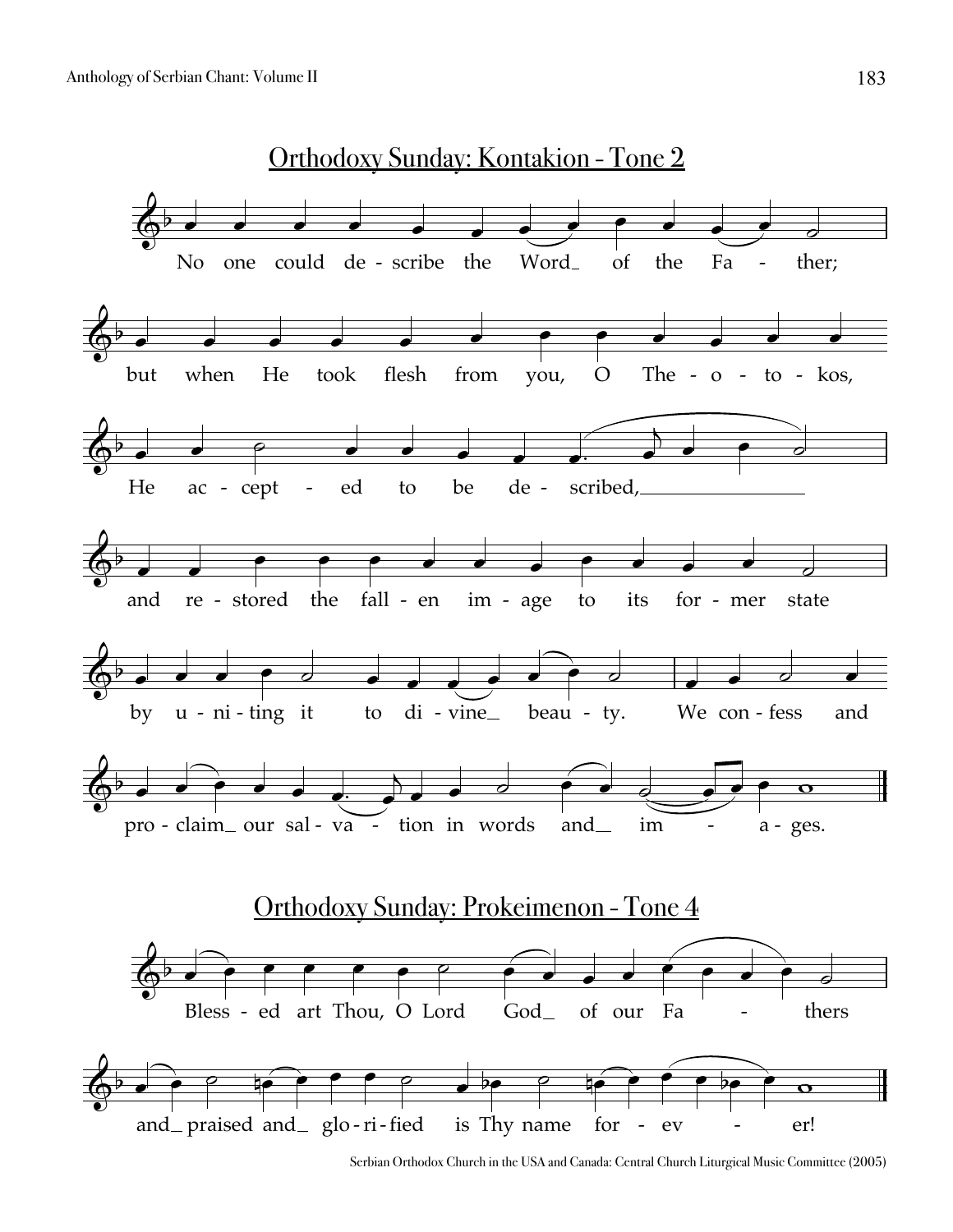## Orthodoxy Sunday: Kontakion - Tone 2

No one could de - scribe the Word_ of the Fa - ther;

but when He took flesh from you, O The - o - to - kos,

He ac - cept - ed to be de - scribed,________

and re - stored the fall - en im - age to its for - mer state

by u - ni - ting it to di - vine_ beau - ty. We con - fess and

pro - claim_ our sal - va - tion in words and_ im - a - ges.

## Orthodoxy Sunday: Prokeimenon - Tone 4

Bless - ed art Thou, O Lord God_ of our Fa - thers

and_ praised and_ glo - ri - fied is Thy name for - ev - er!

Serbian Orthodox Church in the USA and Canada: Central Church Liturgical Music Committee (2005)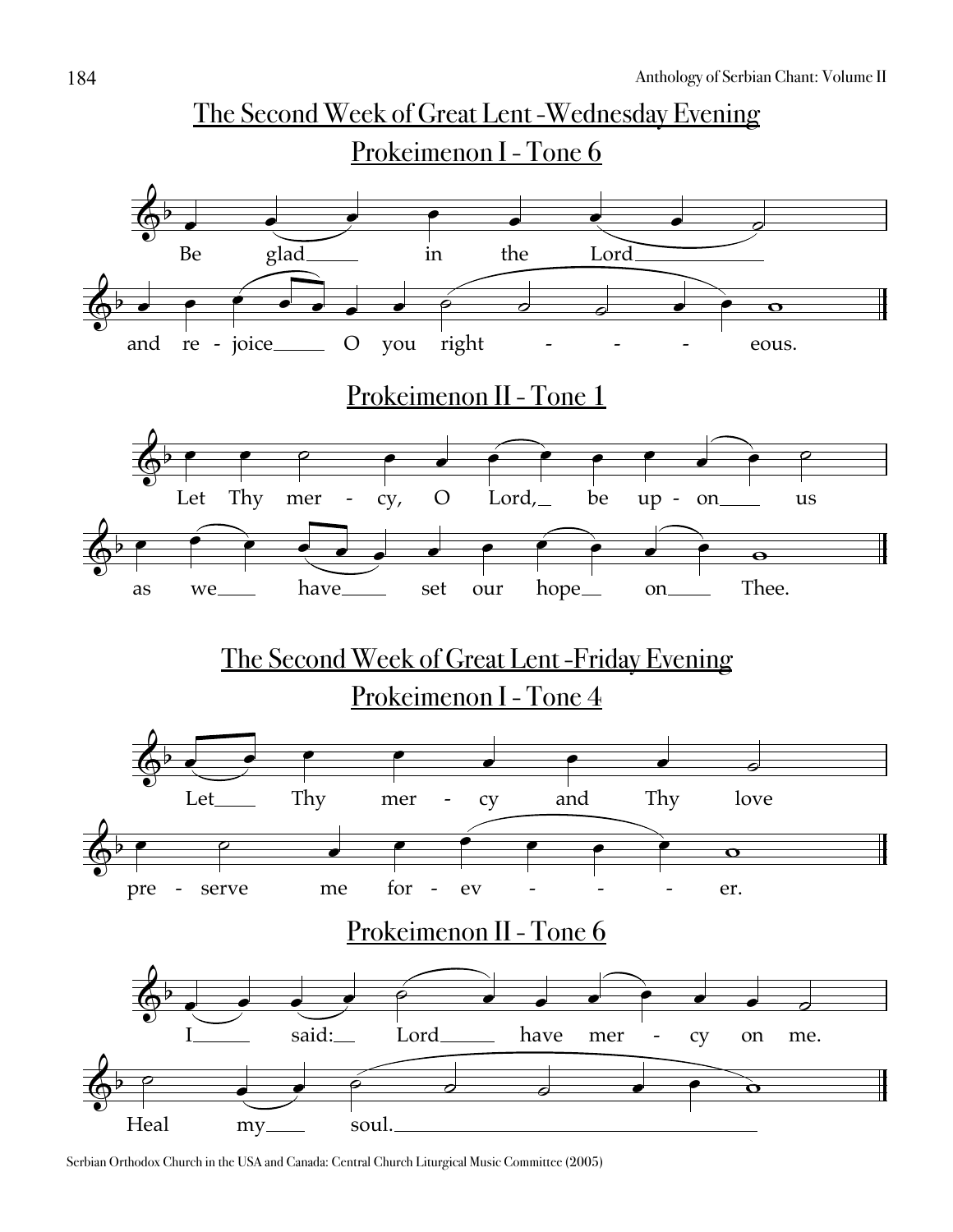# The Second Week of Great Lent - Wednesday Evening

## Prokeimenon I - Tone 6

Be glad in the Lord
and rejoice O you righteous.

## Prokeimenon II - Tone 1

Let Thy mercy, O Lord, be upon us
as we have set our hope on Thee.

# The Second Week of Great Lent - Friday Evening

## Prokeimenon I - Tone 4

Let Thy mercy and Thy love
preserve me forever.

## Prokeimenon II - Tone 6

I said: Lord have mercy on me.
Heal my soul.

Serbian Orthodox Church in the USA and Canada: Central Church Liturgical Music Committee (2005)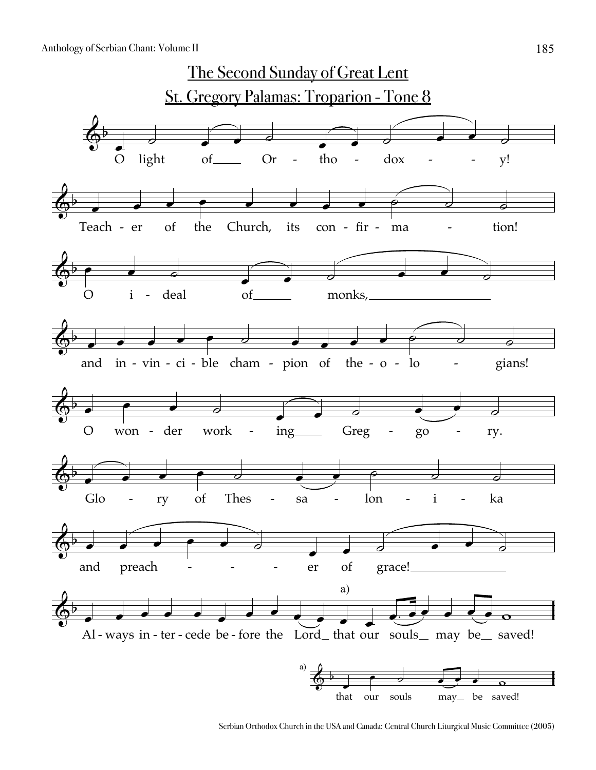# The Second Sunday of Great Lent

## St. Gregory Palamas: Troparion - Tone 8

O light of Or - tho - dox - - y!

Teach - er of the Church, its con - fir - ma - tion!

O i - deal of monks,

and in - vin - ci - ble cham - pion of the - o - lo - gians!

O won - der work - ing Greg - go - ry.

Glo - ry of Thes - sa - lon - i - ka

and preach - - - er of grace!

Al - ways in - ter - cede be - fore the Lord that our souls may be saved!

a) that our souls may be saved!

Serbian Orthodox Church in the USA and Canada: Central Church Liturgical Music Committee (2005)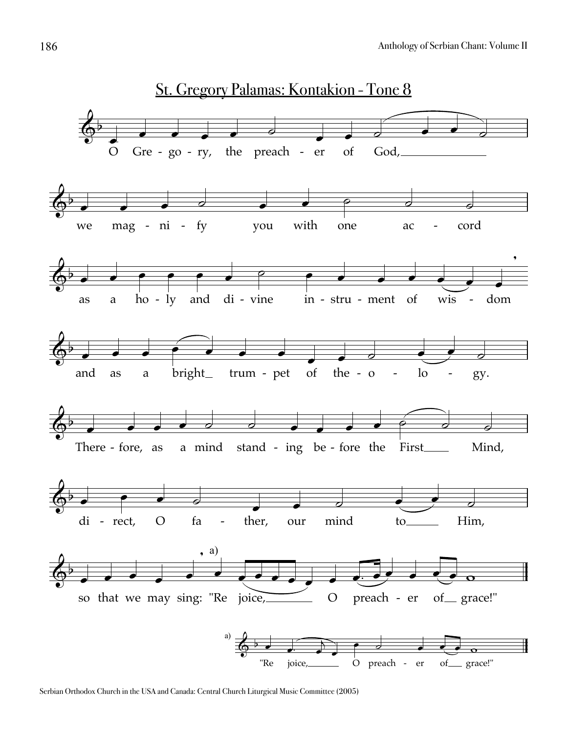# St. Gregory Palamas: Kontakion - Tone 8

O Gre - go - ry, the preach - er of God,

we mag - ni - fy you with one ac - cord

as a ho - ly and di - vine in - stru - ment of wis - dom

and as a bright trum - pet of the - o - lo - gy.

There - fore, as a mind stand - ing be - fore the First Mind,

di - rect, O fa - ther, our mind to Him,

so that we may sing: "Re joice, O preach - er of grace!"

a) "Re joice, O preach - er of grace!"

Serbian Orthodox Church in the USA and Canada: Central Church Liturgical Music Committee (2005)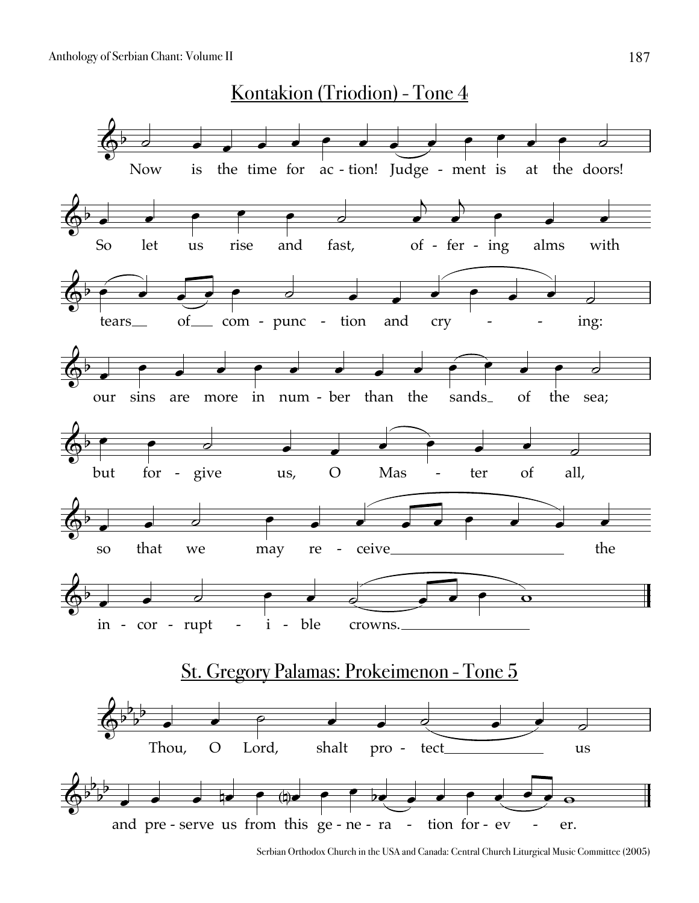## Kontakion (Triodion) - Tone 4

Now is the time for ac - tion! Judge - ment is at the doors!

So let us rise and fast, of - fer - ing alms with

tears__ of__ com - punc - tion and cry - - ing:

our sins are more in num - ber than the sands_ of the sea;

but for - give us, O Mas - ter of all,

so that we may re - ceive________________ the

in - cor - rupt - i - ble crowns.____________

## St. Gregory Palamas: Prokeimenon - Tone 5

Thou, O Lord, shalt pro - tect__________ us

and pre - serve us from this ge - ne - ra - tion for - ev - er.

Serbian Orthodox Church in the USA and Canada: Central Church Liturgical Music Committee (2005)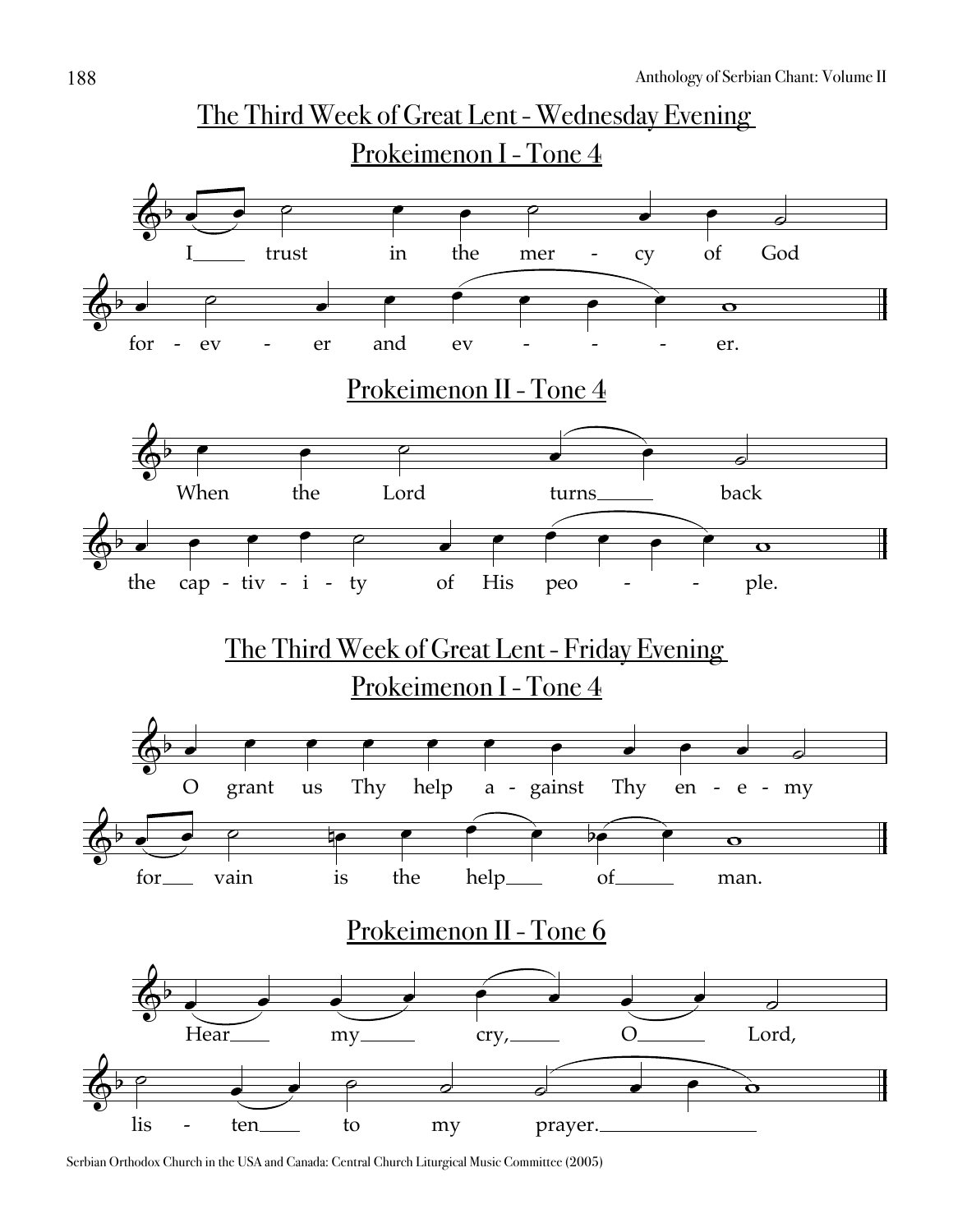## The Third Week of Great Lent - Wednesday Evening

### Prokeimenon I - Tone 4

I trust in the mer - cy of God

for - ev - er and ev - - - - er.

### Prokeimenon II - Tone 4

When the Lord turns back

the cap - tiv - i - ty of His peo - - - ple.

## The Third Week of Great Lent - Friday Evening

### Prokeimenon I - Tone 4

O grant us Thy help a - gainst Thy en - e - my

for vain is the help of man.

### Prokeimenon II - Tone 6

Hear my cry, O Lord,

lis - ten to my prayer.

Serbian Orthodox Church in the USA and Canada: Central Church Liturgical Music Committee (2005)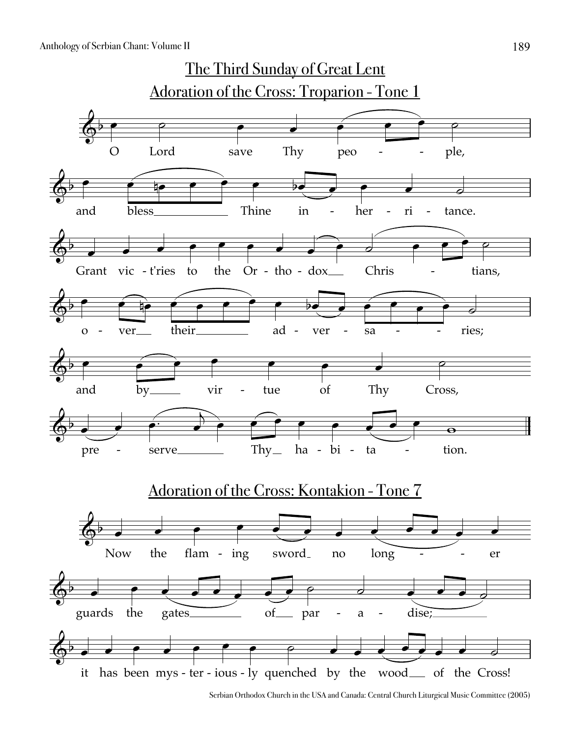# The Third Sunday of Great Lent

## Adoration of the Cross: Troparion - Tone 1

O Lord save Thy peo - - ple,

and bless Thine in - her - ri - tance.

Grant vic - t'ries to the Or - tho - dox Chris - tians,

o - ver their ad - ver - sa - - ries;

and by vir - tue of Thy Cross,

pre - serve Thy ha - bi - ta - tion.

## Adoration of the Cross: Kontakion - Tone 7

Now the flam - ing sword no long - - er

guards the gates of par - a - dise;

it has been mys - ter - ious - ly quenched by the wood of the Cross!

Serbian Orthodox Church in the USA and Canada: Central Church Liturgical Music Committee (2005)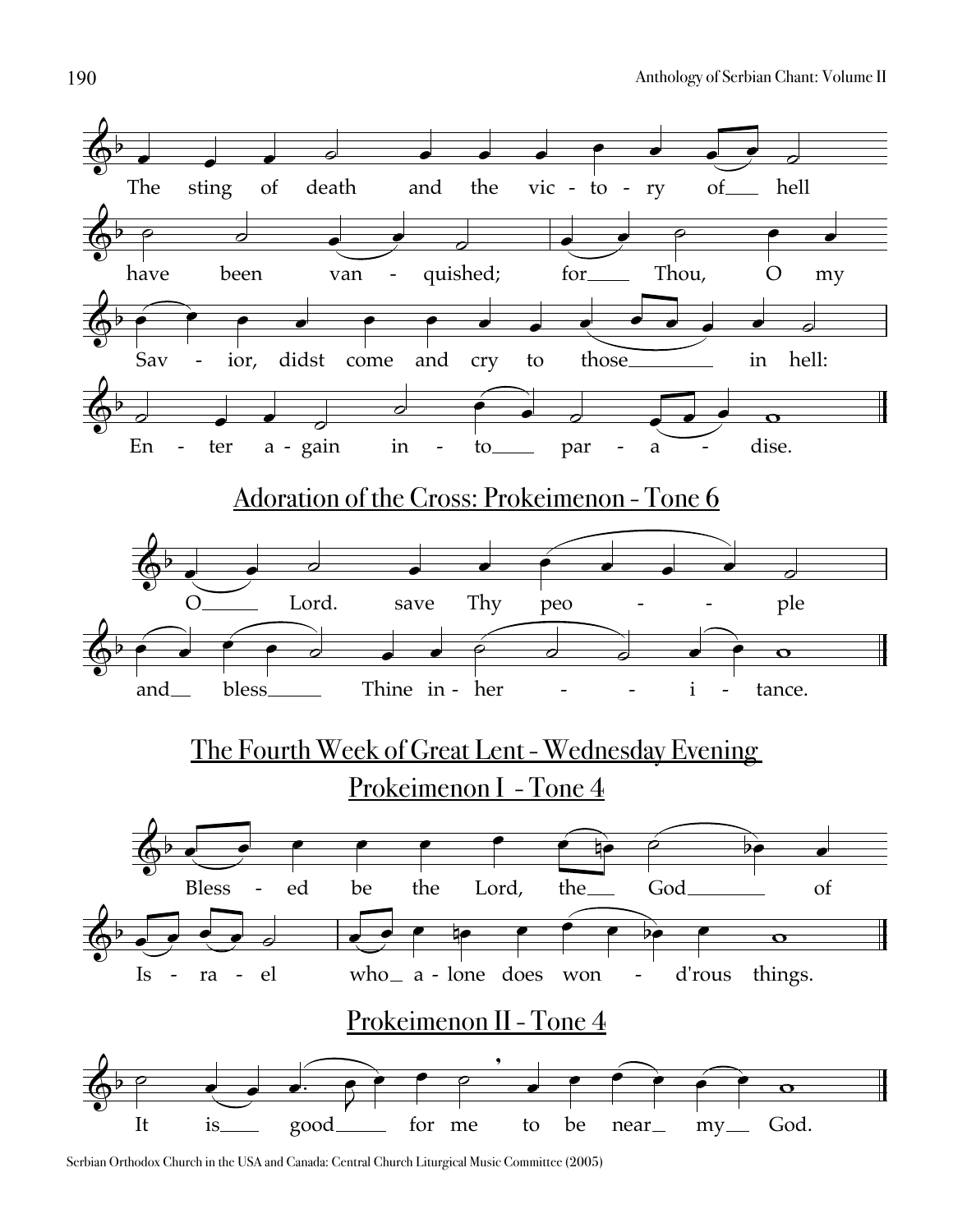The sting of death and the vic - to - ry of hell have been van - quished; for Thou, O my Sav - ior, didst come and cry to those in hell: En - ter a - gain in - to par - a - dise.

## Adoration of the Cross: Prokeimenon - Tone 6

O Lord. save Thy peo - - ple and bless Thine in - her - - i - tance.

## The Fourth Week of Great Lent - Wednesday Evening

### Prokeimenon I - Tone 4

Bless - ed be the Lord, the God of Is - ra - el who a - lone does won - d'rous things.

### Prokeimenon II - Tone 4

It is good for me to be near my God.

Serbian Orthodox Church in the USA and Canada: Central Church Liturgical Music Committee (2005)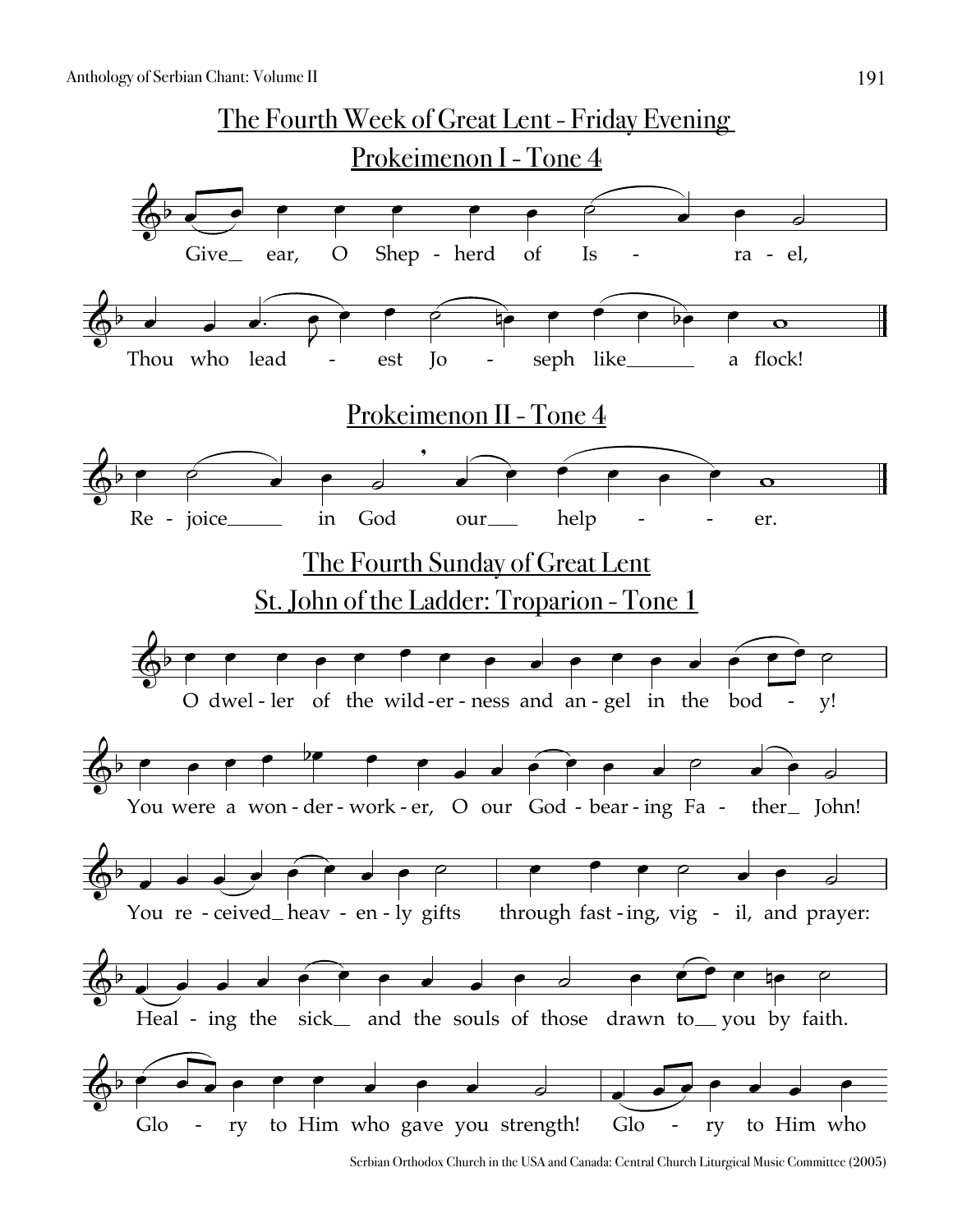## The Fourth Week of Great Lent - Friday Evening

### Prokeimenon I - Tone 4

Give ear, O Shepherd of Israel,

Thou who leadest Joseph like a flock!

### Prokeimenon II - Tone 4

Rejoice in God our helper.

## The Fourth Sunday of Great Lent

### St. John of the Ladder: Troparion - Tone 1

O dweller of the wilderness and angel in the body!

You were a wonder-worker, O our God-bearing Father John!

You received heavenly gifts through fasting, vigil, and prayer:

Healing the sick and the souls of those drawn to you by faith.

Glory to Him who gave you strength! Glory to Him who

Serbian Orthodox Church in the USA and Canada: Central Church Liturgical Music Committee (2005)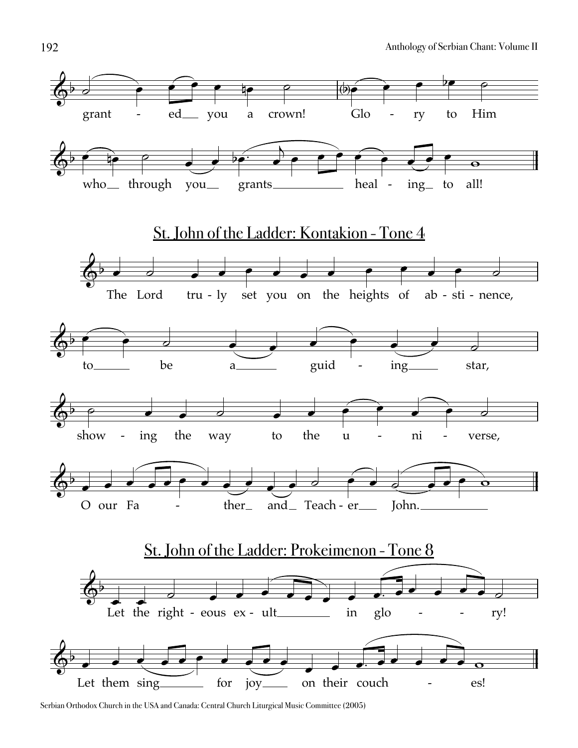grant - ed you a crown! Glo - ry to Him

who through you grants heal - ing to all!

## St. John of the Ladder: Kontakion - Tone 4

The Lord tru - ly set you on the heights of ab - sti - nence,

to be a guid - ing star,

show - ing the way to the u - ni - verse,

O our Fa - ther and Teach - er John.

## St. John of the Ladder: Prokeimenon - Tone 8

Let the right - eous ex - ult in glo - - ry!

Let them sing for joy on their couch - es!

Serbian Orthodox Church in the USA and Canada: Central Church Liturgical Music Committee (2005)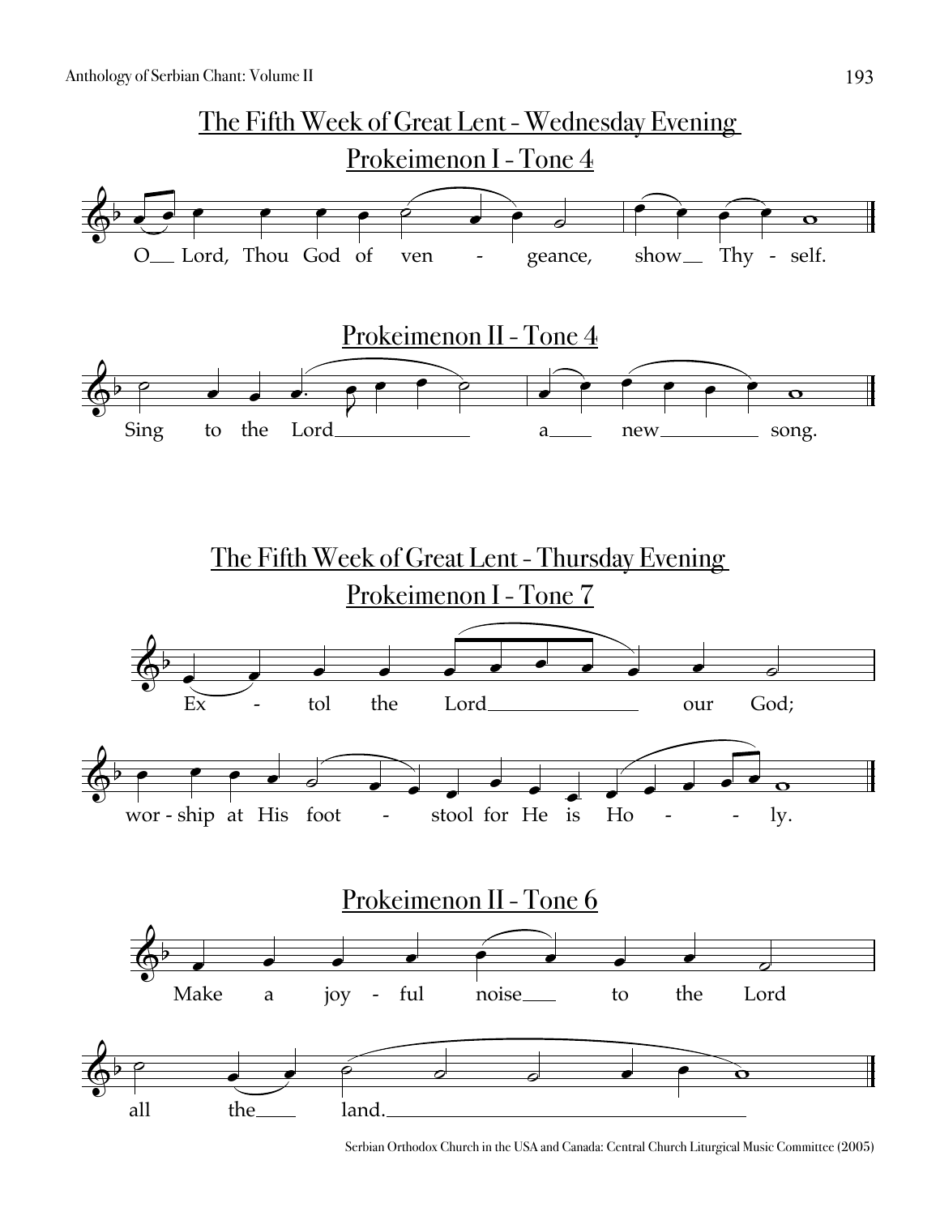## The Fifth Week of Great Lent - Wednesday Evening

### Prokeimenon I - Tone 4

O Lord, Thou God of vengeance, show Thyself.

### Prokeimenon II - Tone 4

Sing to the Lord a new song.

## The Fifth Week of Great Lent - Thursday Evening

### Prokeimenon I - Tone 7

Extol the Lord our God;

worship at His footstool for He is Holy.

### Prokeimenon II - Tone 6

Make a joyful noise to the Lord

all the land.

Serbian Orthodox Church in the USA and Canada: Central Church Liturgical Music Committee (2005)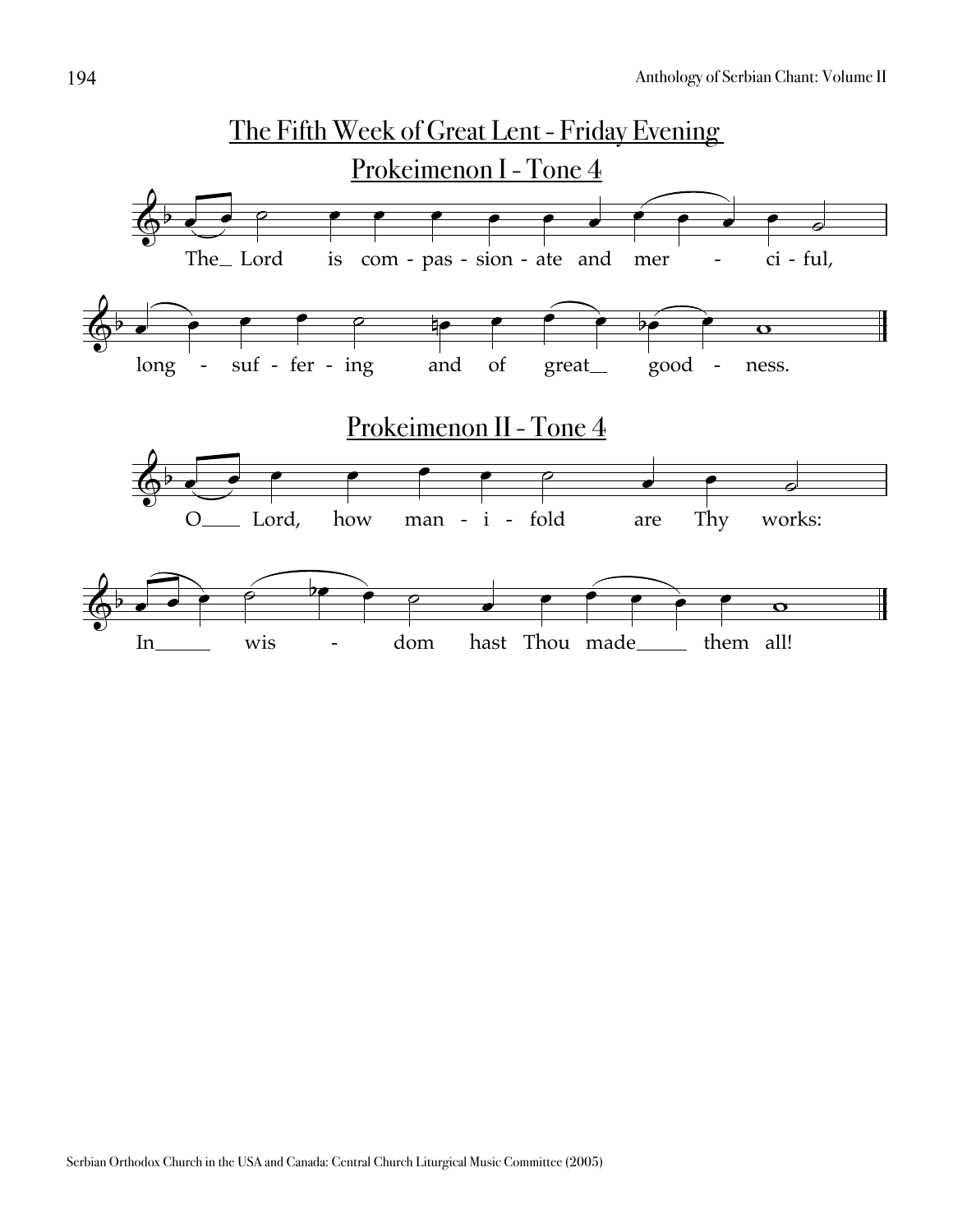# The Fifth Week of Great Lent - Friday Evening

## Prokeimenon I - Tone 4

The_ Lord is com - pas - sion - ate and mer - ci - ful,

long - suf - fer - ing and of great_ good - ness.

## Prokeimenon II - Tone 4

O___ Lord, how man - i - fold are Thy works:

In_____ wis - dom hast Thou made_____ them all!

Serbian Orthodox Church in the USA and Canada: Central Church Liturgical Music Committee (2005)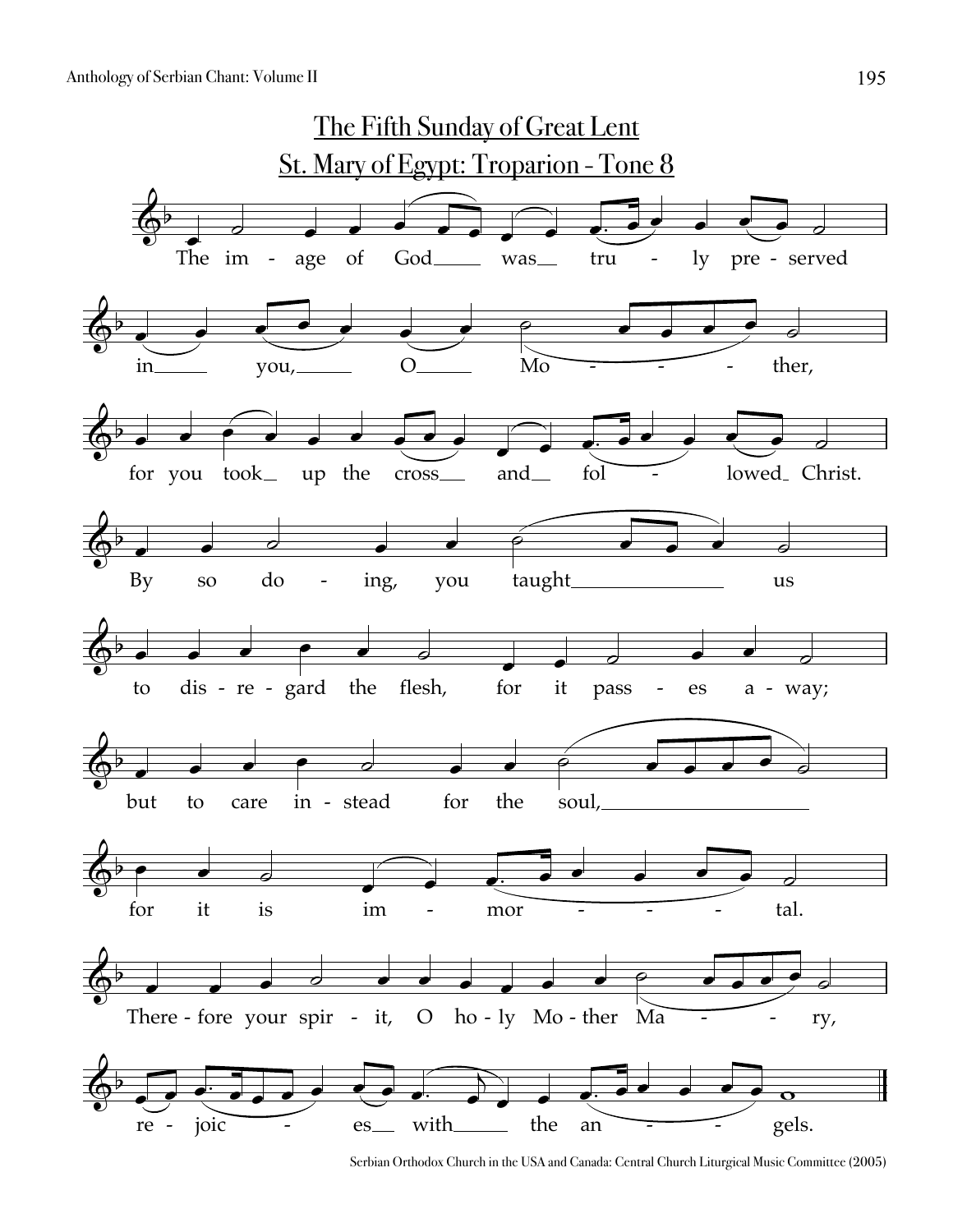# The Fifth Sunday of Great Lent

## St. Mary of Egypt: Troparion - Tone 8

The image of God was truly preserved in you, O Mother, for you took up the cross and followed Christ. By so doing, you taught us to disregard the flesh, for it passes away; but to care instead for the soul, for it is immortal. Therefore your spirit, O holy Mother Mary, rejoices with the angels.

Serbian Orthodox Church in the USA and Canada: Central Church Liturgical Music Committee (2005)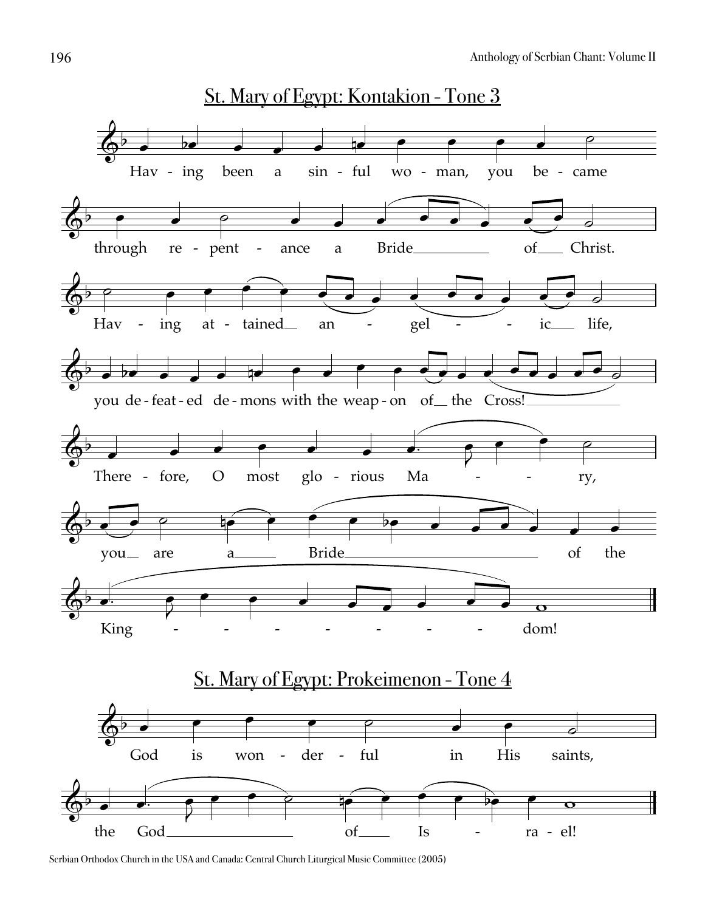## St. Mary of Egypt: Kontakion - Tone 3

Hav - ing been a sin - ful wo - man, you be - came
through re - pent - ance a Bride ___ of ___ Christ.
Hav - ing at - tained ___ an - gel - - ic ___ life,
you de - feat - ed de - mons with the weap - on of ___ the Cross! ___
There - fore, O most glo - rious Ma - - - ry,
you ___ are a ___ Bride ___ of the
King - - - - - - - - dom!

## St. Mary of Egypt: Prokeimenon - Tone 4

God is won - der - ful in His saints,
the God ___ of ___ Is - ra - el!

Serbian Orthodox Church in the USA and Canada: Central Church Liturgical Music Committee (2005)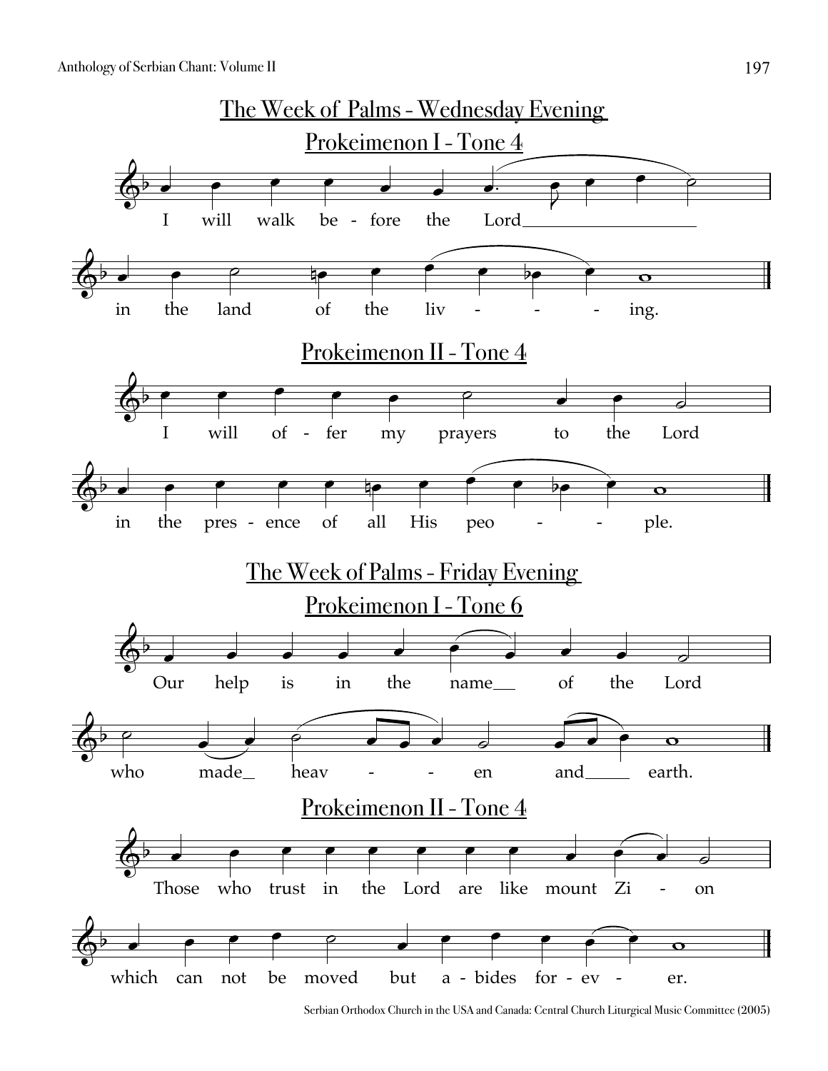# The Week of Palms - Wednesday Evening

## Prokeimenon I - Tone 4

I will walk be - fore the Lord

in the land of the liv - - - ing.

## Prokeimenon II - Tone 4

I will of - fer my prayers to the Lord

in the pres - ence of all His peo - - ple.

# The Week of Palms - Friday Evening

## Prokeimenon I - Tone 6

Our help is in the name of the Lord

who made heav - - en and earth.

## Prokeimenon II - Tone 4

Those who trust in the Lord are like mount Zi - on

which can not be moved but a - bides for - ev - er.

Serbian Orthodox Church in the USA and Canada: Central Church Liturgical Music Committee (2005)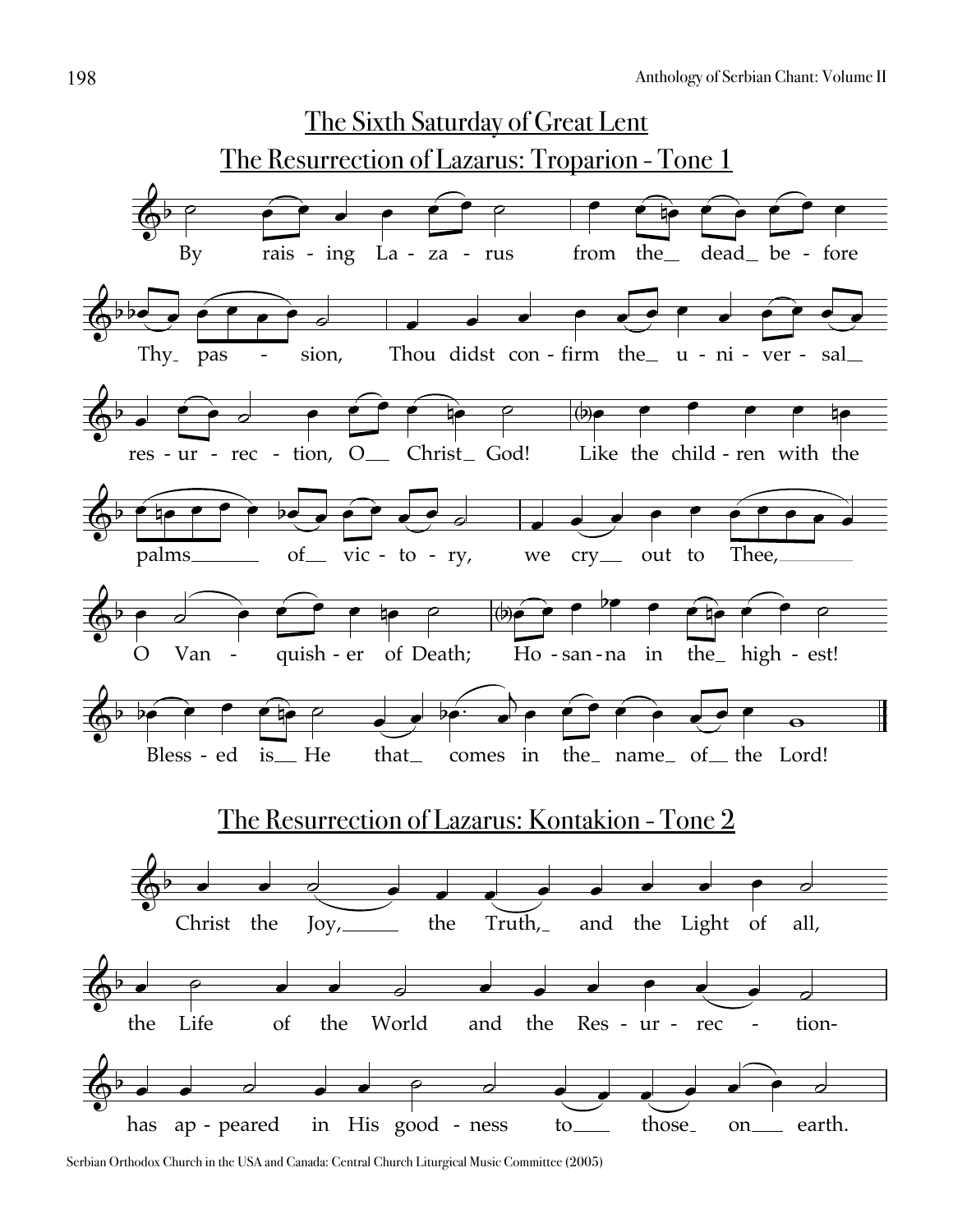## The Sixth Saturday of Great Lent

### The Resurrection of Lazarus: Troparion - Tone 1

By raising Lazarus from the dead before Thy passion, Thou didst confirm the universal resurrection, O Christ God! Like the children with the palms of victory, we cry out to Thee, O Vanquisher of Death; Hosanna in the highest! Blessed is He that comes in the name of the Lord!

### The Resurrection of Lazarus: Kontakion - Tone 2

Christ the Joy, the Truth, and the Light of all, the Life of the World and the Resurrection- has appeared in His goodness to those on earth.

Serbian Orthodox Church in the USA and Canada: Central Church Liturgical Music Committee (2005)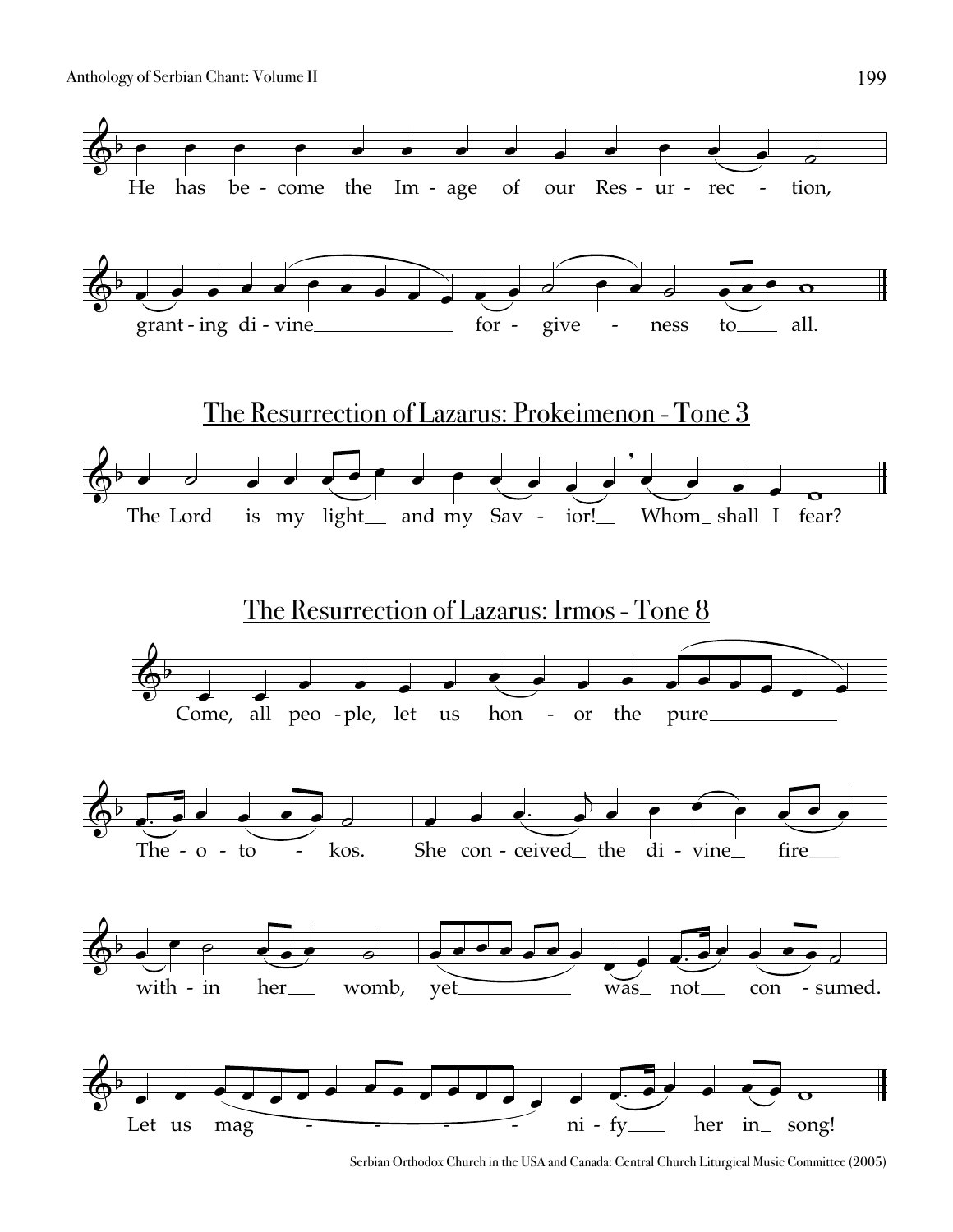He has become the Image of our Resurrection,

granting divine forgiveness to all.

## The Resurrection of Lazarus: Prokeimenon - Tone 3

The Lord is my light and my Savior! Whom shall I fear?

## The Resurrection of Lazarus: Irmos - Tone 8

Come, all people, let us honor the pure

Theotokos. She conceived the divine fire

within her womb, yet was not consumed.

Let us magnify her in song!

Serbian Orthodox Church in the USA and Canada: Central Church Liturgical Music Committee (2005)